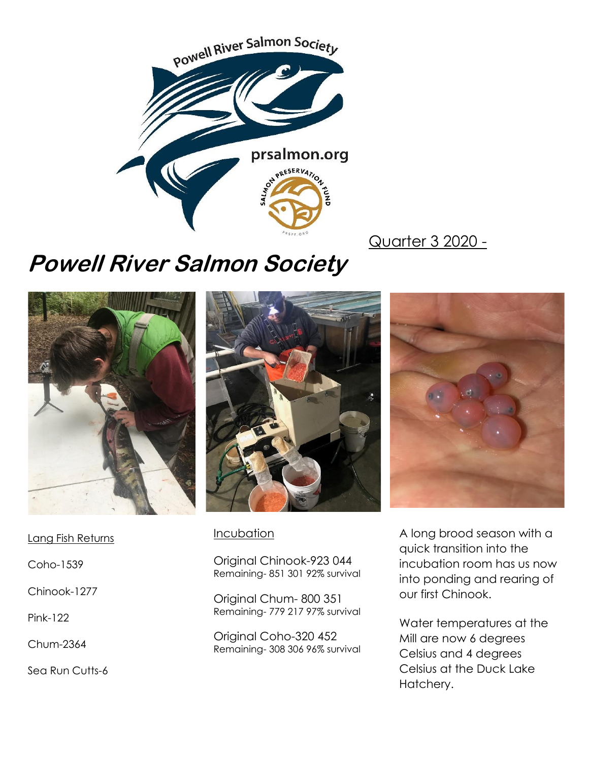Quarter 3 2020 -

# Powell River Salmon Society

Lang Fish Returns

Coho-1539

Chinook-1277

Pink-122

Chum-2364

Sea Run Cutts-6

Incubation

Original Chinook-923 044
Remaining- 851 301 92% survival

Original Chum- 800 351
Remaining- 779 217 97% survival

Original Coho-320 452
Remaining- 308 306 96% survival

A long brood season with a quick transition into the incubation room has us now into ponding and rearing of our first Chinook.

Water temperatures at the Mill are now 6 degrees Celsius and 4 degrees Celsius at the Duck Lake Hatchery.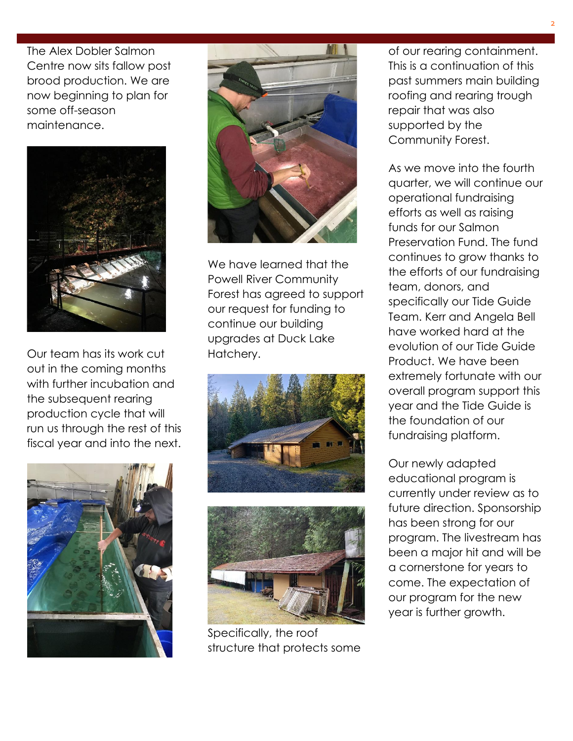The Alex Dobler Salmon Centre now sits fallow post brood production. We are now beginning to plan for some off-season maintenance.

Our team has its work cut out in the coming months with further incubation and the subsequent rearing production cycle that will run us through the rest of this fiscal year and into the next.

We have learned that the Powell River Community Forest has agreed to support our request for funding to continue our building upgrades at Duck Lake Hatchery.

Specifically, the roof structure that protects some of our rearing containment. This is a continuation of this past summers main building roofing and rearing trough repair that was also supported by the Community Forest.

As we move into the fourth quarter, we will continue our operational fundraising efforts as well as raising funds for our Salmon Preservation Fund. The fund continues to grow thanks to the efforts of our fundraising team, donors, and specifically our Tide Guide Team. Kerr and Angela Bell have worked hard at the evolution of our Tide Guide Product. We have been extremely fortunate with our overall program support this year and the Tide Guide is the foundation of our fundraising platform.

Our newly adapted educational program is currently under review as to future direction. Sponsorship has been strong for our program. The livestream has been a major hit and will be a cornerstone for years to come. The expectation of our program for the new year is further growth.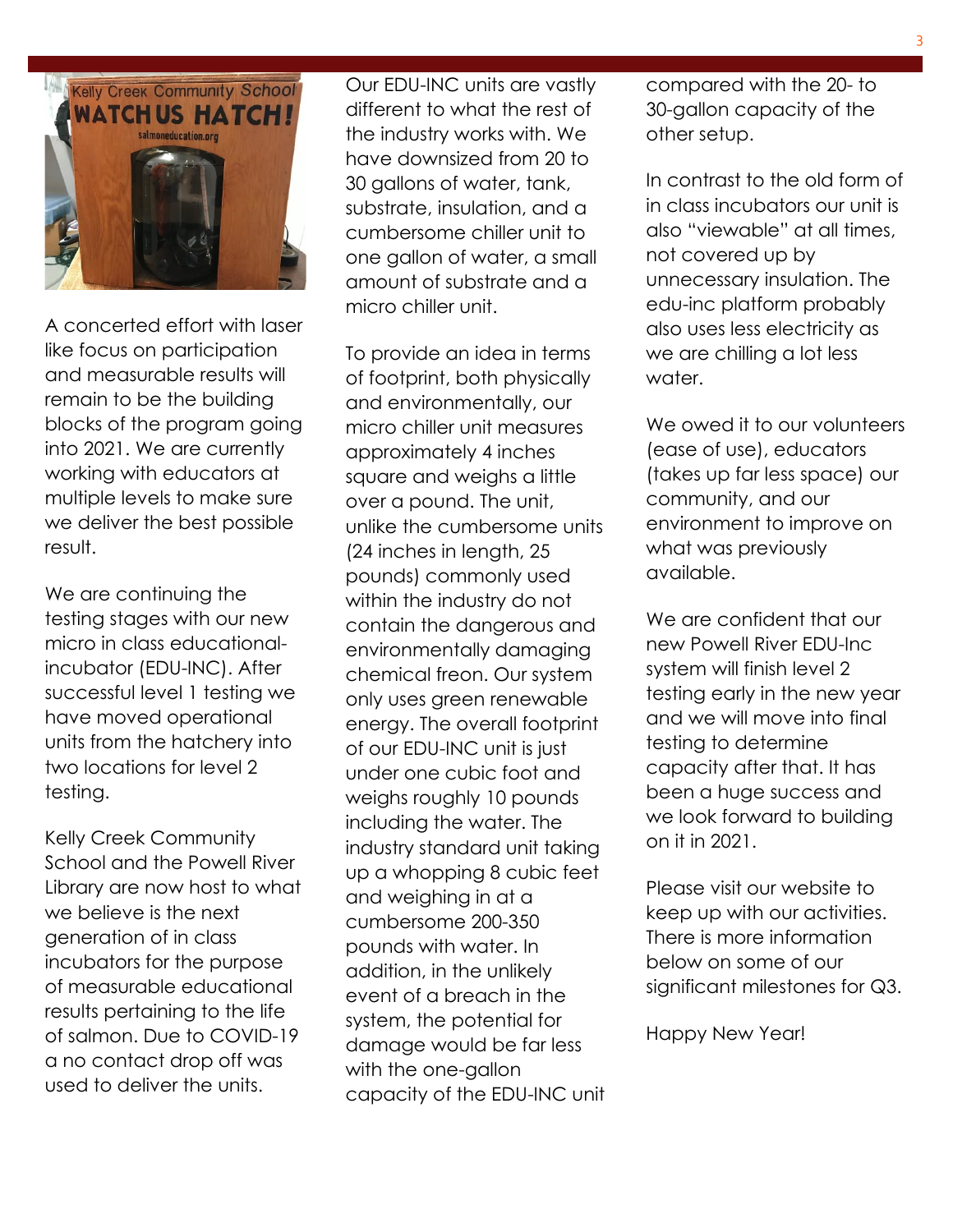A concerted effort with laser like focus on participation and measurable results will remain to be the building blocks of the program going into 2021. We are currently working with educators at multiple levels to make sure we deliver the best possible result.

We are continuing the testing stages with our new micro in class educational-incubator (EDU-INC). After successful level 1 testing we have moved operational units from the hatchery into two locations for level 2 testing.

Kelly Creek Community School and the Powell River Library are now host to what we believe is the next generation of in class incubators for the purpose of measurable educational results pertaining to the life of salmon. Due to COVID-19 a no contact drop off was used to deliver the units.

Our EDU-INC units are vastly different to what the rest of the industry works with. We have downsized from 20 to 30 gallons of water, tank, substrate, insulation, and a cumbersome chiller unit to one gallon of water, a small amount of substrate and a micro chiller unit.

To provide an idea in terms of footprint, both physically and environmentally, our micro chiller unit measures approximately 4 inches square and weighs a little over a pound. The unit, unlike the cumbersome units (24 inches in length, 25 pounds) commonly used within the industry do not contain the dangerous and environmentally damaging chemical freon. Our system only uses green renewable energy. The overall footprint of our EDU-INC unit is just under one cubic foot and weighs roughly 10 pounds including the water. The industry standard unit taking up a whopping 8 cubic feet and weighing in at a cumbersome 200-350 pounds with water. In addition, in the unlikely event of a breach in the system, the potential for damage would be far less with the one-gallon capacity of the EDU-INC unit compared with the 20- to 30-gallon capacity of the other setup.

In contrast to the old form of in class incubators our unit is also "viewable" at all times, not covered up by unnecessary insulation. The edu-inc platform probably also uses less electricity as we are chilling a lot less water.

We owed it to our volunteers (ease of use), educators (takes up far less space) our community, and our environment to improve on what was previously available.

We are confident that our new Powell River EDU-Inc system will finish level 2 testing early in the new year and we will move into final testing to determine capacity after that. It has been a huge success and we look forward to building on it in 2021.

Please visit our website to keep up with our activities. There is more information below on some of our significant milestones for Q3.

Happy New Year!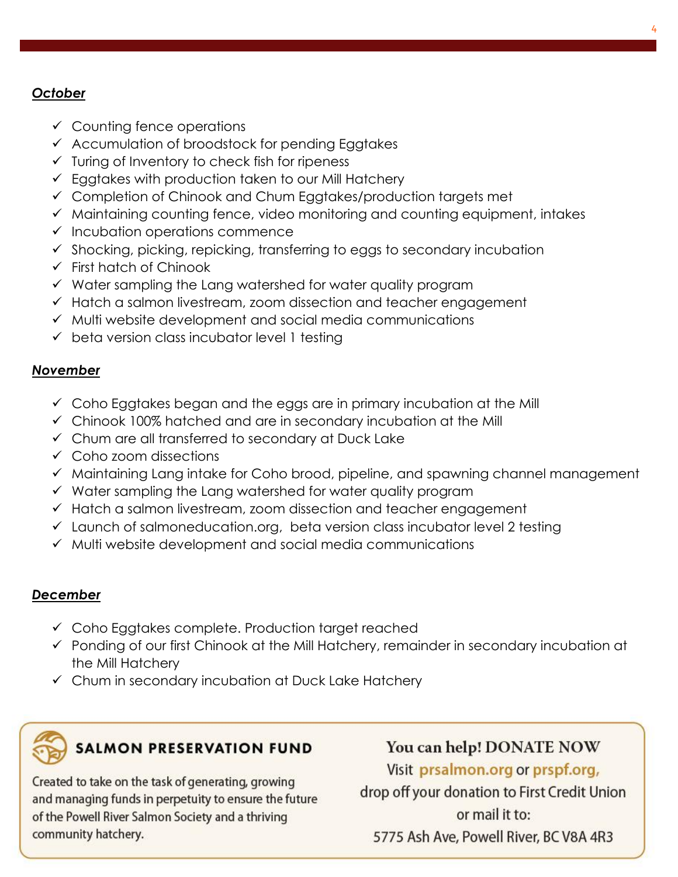***October***

- ✓ Counting fence operations
- ✓ Accumulation of broodstock for pending Eggtakes
- ✓ Turing of Inventory to check fish for ripeness
- ✓ Eggtakes with production taken to our Mill Hatchery
- ✓ Completion of Chinook and Chum Eggtakes/production targets met
- ✓ Maintaining counting fence, video monitoring and counting equipment, intakes
- ✓ Incubation operations commence
- ✓ Shocking, picking, repicking, transferring to eggs to secondary incubation
- ✓ First hatch of Chinook
- ✓ Water sampling the Lang watershed for water quality program
- ✓ Hatch a salmon livestream, zoom dissection and teacher engagement
- ✓ Multi website development and social media communications
- ✓ beta version class incubator level 1 testing

***November***

- ✓ Coho Eggtakes began and the eggs are in primary incubation at the Mill
- ✓ Chinook 100% hatched and are in secondary incubation at the Mill
- ✓ Chum are all transferred to secondary at Duck Lake
- ✓ Coho zoom dissections
- ✓ Maintaining Lang intake for Coho brood, pipeline, and spawning channel management
- ✓ Water sampling the Lang watershed for water quality program
- ✓ Hatch a salmon livestream, zoom dissection and teacher engagement
- ✓ Launch of salmoneducation.org, beta version class incubator level 2 testing
- ✓ Multi website development and social media communications

***December***

- ✓ Coho Eggtakes complete. Production target reached
- ✓ Ponding of our first Chinook at the Mill Hatchery, remainder in secondary incubation at the Mill Hatchery
- ✓ Chum in secondary incubation at Duck Lake Hatchery

**SALMON PRESERVATION FUND**

Created to take on the task of generating, growing and managing funds in perpetuity to ensure the future of the Powell River Salmon Society and a thriving community hatchery.

**You can help! DONATE NOW**

Visit **prsalmon.org** or **prspf.org,**

drop off your donation to First Credit Union

or mail it to:

5775 Ash Ave, Powell River, BC V8A 4R3